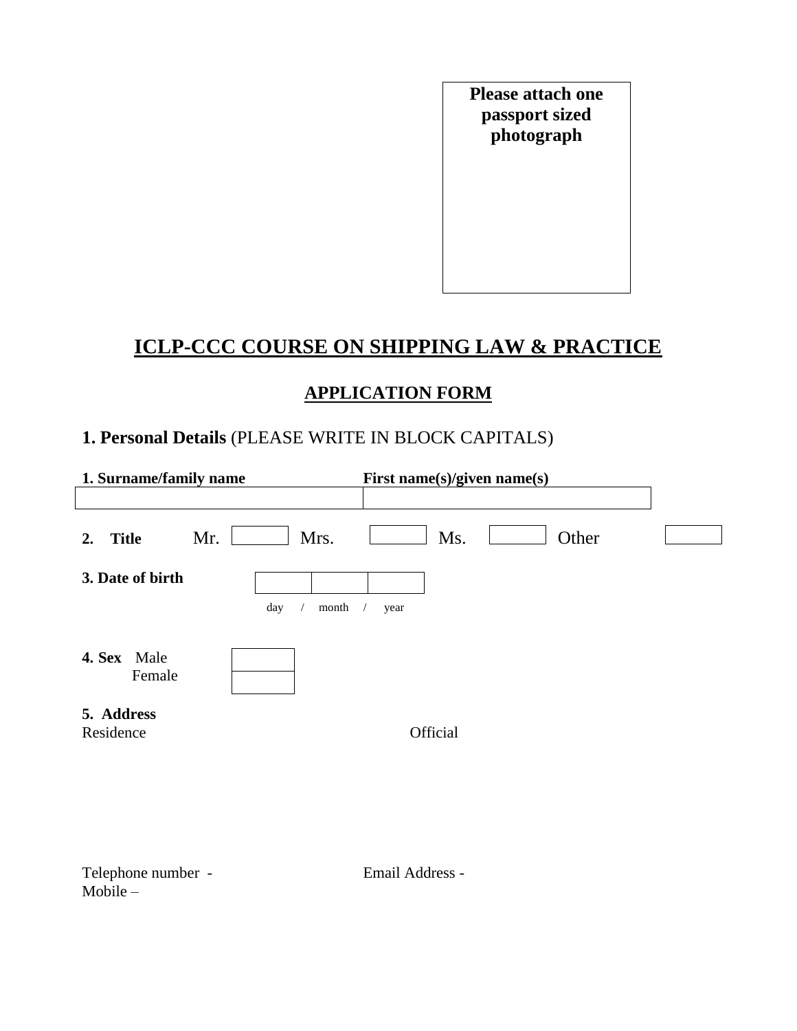**Please attach one passport sized photograph**

# ICLP-CCC COURSE ON SHIPPING LAW & PRACTICE

## APPLICATION FORM

### 1. Personal Details (PLEASE WRITE IN BLOCK CAPITALS)

| 1. Surname/family name | First name(s)/given name(s) |
| --- | --- |
| | |

**2. Title** Mr. [ ] Mrs. [ ] Ms. [ ] Other [ ]

**3. Date of birth**

| | | |
| --- | --- | --- |
| day / | month / | year |

**4. Sex** Male [ ]
Female [ ]

**5. Address**

Residence

Official

Telephone number -

Mobile –

Email Address -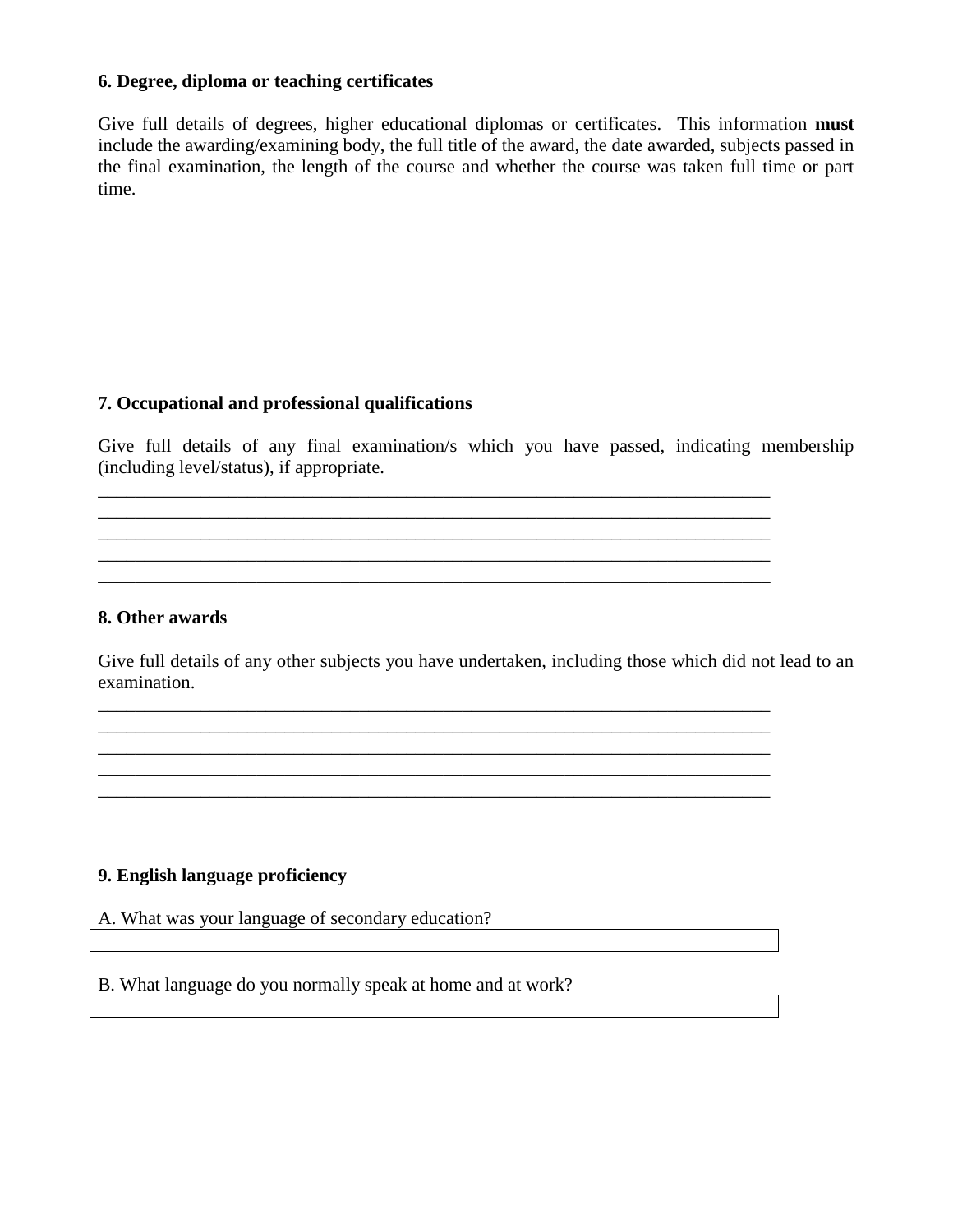**6. Degree, diploma or teaching certificates**

Give full details of degrees, higher educational diplomas or certificates. This information **must** include the awarding/examining body, the full title of the award, the date awarded, subjects passed in the final examination, the length of the course and whether the course was taken full time or part time.

**7. Occupational and professional qualifications**

Give full details of any final examination/s which you have passed, indicating membership (including level/status), if appropriate.

\_\_\_\_\_\_\_\_\_\_\_\_\_\_\_\_\_\_\_\_\_\_\_\_\_\_\_\_\_\_\_\_\_\_\_\_\_\_\_\_\_\_\_\_\_\_\_\_\_\_\_\_\_\_\_\_\_\_\_\_\_\_\_\_\_\_\_\_\_\_\_\_\_\_\_\_
\_\_\_\_\_\_\_\_\_\_\_\_\_\_\_\_\_\_\_\_\_\_\_\_\_\_\_\_\_\_\_\_\_\_\_\_\_\_\_\_\_\_\_\_\_\_\_\_\_\_\_\_\_\_\_\_\_\_\_\_\_\_\_\_\_\_\_\_\_\_\_\_\_\_\_\_
\_\_\_\_\_\_\_\_\_\_\_\_\_\_\_\_\_\_\_\_\_\_\_\_\_\_\_\_\_\_\_\_\_\_\_\_\_\_\_\_\_\_\_\_\_\_\_\_\_\_\_\_\_\_\_\_\_\_\_\_\_\_\_\_\_\_\_\_\_\_\_\_\_\_\_\_
\_\_\_\_\_\_\_\_\_\_\_\_\_\_\_\_\_\_\_\_\_\_\_\_\_\_\_\_\_\_\_\_\_\_\_\_\_\_\_\_\_\_\_\_\_\_\_\_\_\_\_\_\_\_\_\_\_\_\_\_\_\_\_\_\_\_\_\_\_\_\_\_\_\_\_\_
\_\_\_\_\_\_\_\_\_\_\_\_\_\_\_\_\_\_\_\_\_\_\_\_\_\_\_\_\_\_\_\_\_\_\_\_\_\_\_\_\_\_\_\_\_\_\_\_\_\_\_\_\_\_\_\_\_\_\_\_\_\_\_\_\_\_\_\_\_\_\_\_\_\_\_\_

**8. Other awards**

Give full details of any other subjects you have undertaken, including those which did not lead to an examination.

\_\_\_\_\_\_\_\_\_\_\_\_\_\_\_\_\_\_\_\_\_\_\_\_\_\_\_\_\_\_\_\_\_\_\_\_\_\_\_\_\_\_\_\_\_\_\_\_\_\_\_\_\_\_\_\_\_\_\_\_\_\_\_\_\_\_\_\_\_\_\_\_\_\_\_\_
\_\_\_\_\_\_\_\_\_\_\_\_\_\_\_\_\_\_\_\_\_\_\_\_\_\_\_\_\_\_\_\_\_\_\_\_\_\_\_\_\_\_\_\_\_\_\_\_\_\_\_\_\_\_\_\_\_\_\_\_\_\_\_\_\_\_\_\_\_\_\_\_\_\_\_\_
\_\_\_\_\_\_\_\_\_\_\_\_\_\_\_\_\_\_\_\_\_\_\_\_\_\_\_\_\_\_\_\_\_\_\_\_\_\_\_\_\_\_\_\_\_\_\_\_\_\_\_\_\_\_\_\_\_\_\_\_\_\_\_\_\_\_\_\_\_\_\_\_\_\_\_\_
\_\_\_\_\_\_\_\_\_\_\_\_\_\_\_\_\_\_\_\_\_\_\_\_\_\_\_\_\_\_\_\_\_\_\_\_\_\_\_\_\_\_\_\_\_\_\_\_\_\_\_\_\_\_\_\_\_\_\_\_\_\_\_\_\_\_\_\_\_\_\_\_\_\_\_\_
\_\_\_\_\_\_\_\_\_\_\_\_\_\_\_\_\_\_\_\_\_\_\_\_\_\_\_\_\_\_\_\_\_\_\_\_\_\_\_\_\_\_\_\_\_\_\_\_\_\_\_\_\_\_\_\_\_\_\_\_\_\_\_\_\_\_\_\_\_\_\_\_\_\_\_\_

**9. English language proficiency**

A. What was your language of secondary education?

| |
|---|
| |

B. What language do you normally speak at home and at work?

| |
|---|
| |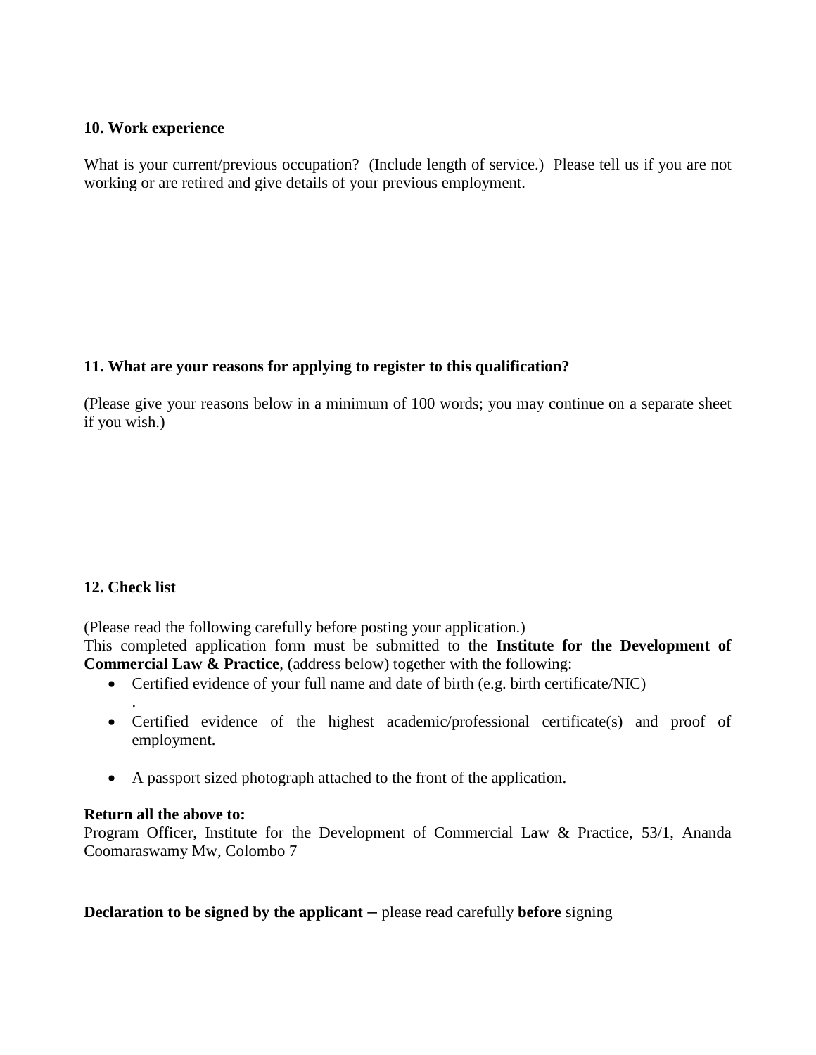**10. Work experience**

What is your current/previous occupation? (Include length of service.) Please tell us if you are not working or are retired and give details of your previous employment.

**11. What are your reasons for applying to register to this qualification?**

(Please give your reasons below in a minimum of 100 words; you may continue on a separate sheet if you wish.)

**12. Check list**

(Please read the following carefully before posting your application.)
This completed application form must be submitted to the **Institute for the Development of Commercial Law & Practice**, (address below) together with the following:

- Certified evidence of your full name and date of birth (e.g. birth certificate/NIC)
.
- Certified evidence of the highest academic/professional certificate(s) and proof of employment.
- A passport sized photograph attached to the front of the application.

**Return all the above to:**
Program Officer, Institute for the Development of Commercial Law & Practice, 53/1, Ananda Coomaraswamy Mw, Colombo 7

**Declaration to be signed by the applicant** – please read carefully **before** signing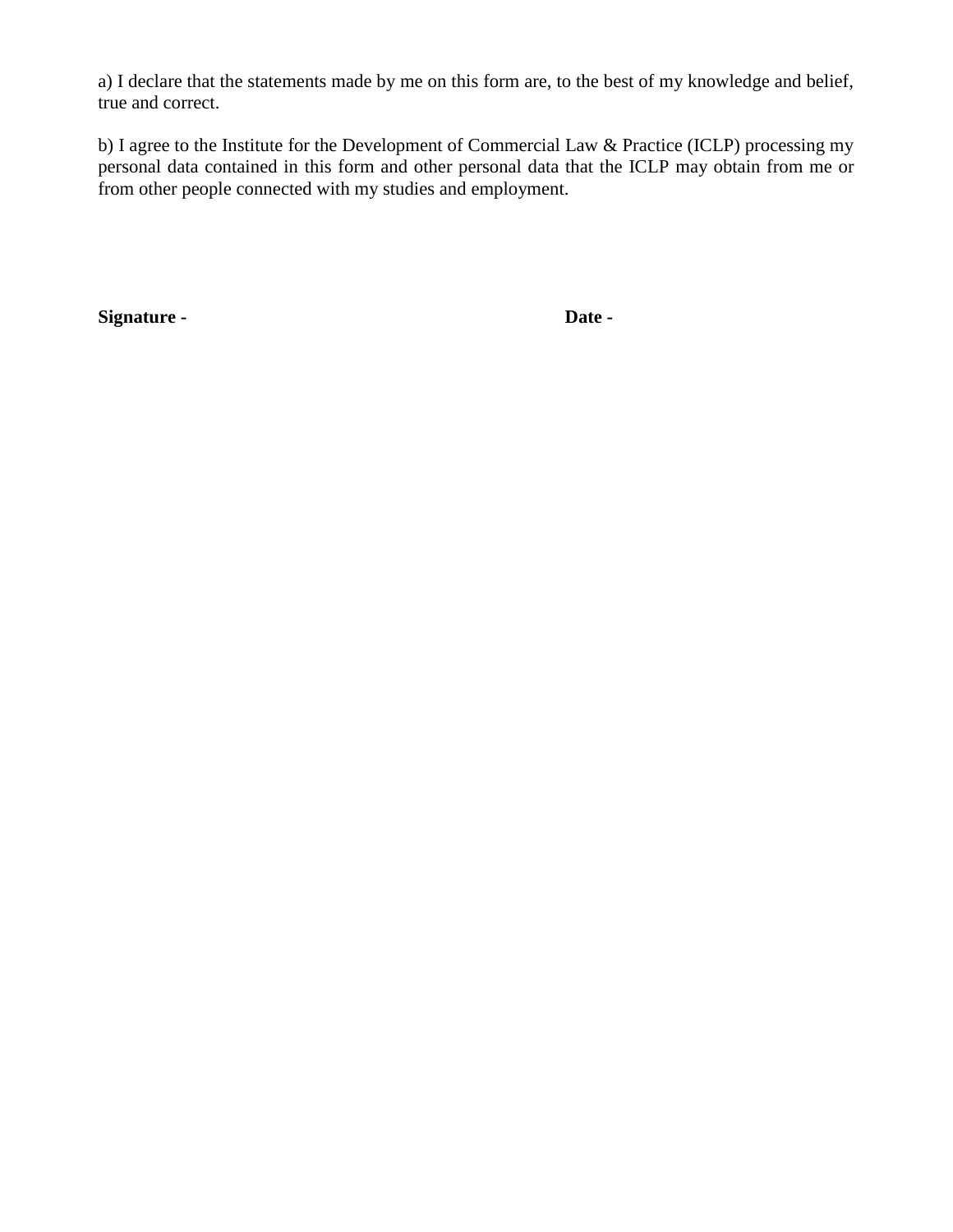a) I declare that the statements made by me on this form are, to the best of my knowledge and belief, true and correct.

b) I agree to the Institute for the Development of Commercial Law & Practice (ICLP) processing my personal data contained in this form and other personal data that the ICLP may obtain from me or from other people connected with my studies and employment.

**Signature -** **Date -**